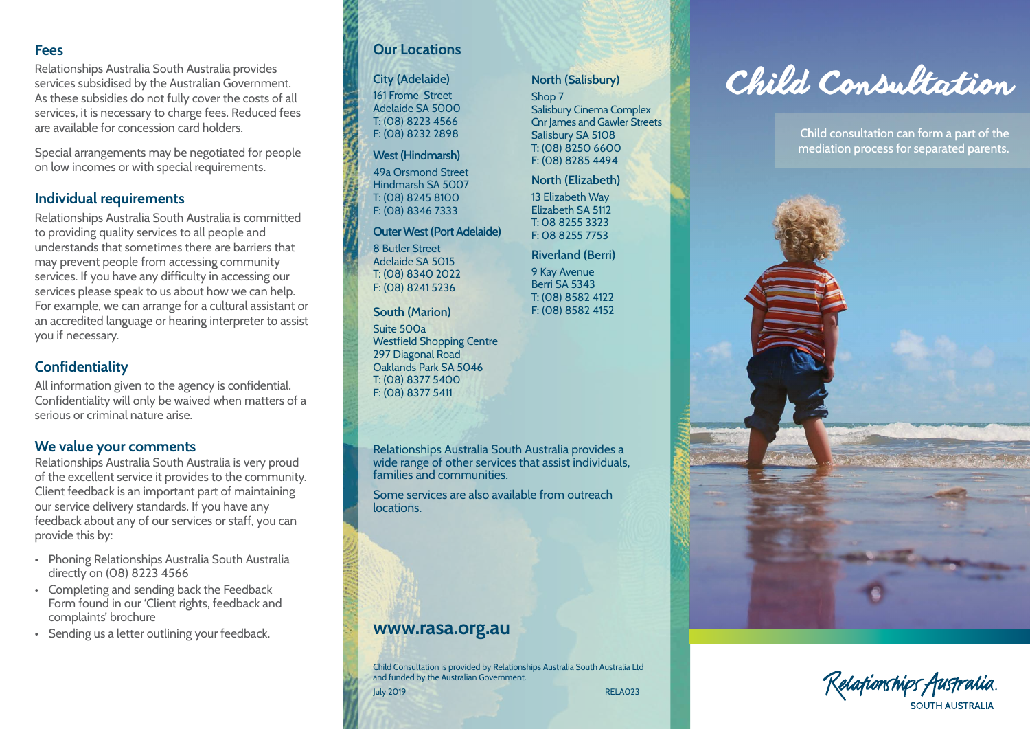## Fees

Relationships Australia South Australia provides services subsidised by the Australian Government. As these subsidies do not fully cover the costs of all services, it is necessary to charge fees. Reduced fees are available for concession card holders.

Special arrangements may be negotiated for people on low incomes or with special requirements.

## Individual requirements

Relationships Australia South Australia is committed to providing quality services to all people and understands that sometimes there are barriers that may prevent people from accessing community services. If you have any difficulty in accessing our services please speak to us about how we can help. For example, we can arrange for a cultural assistant or an accredited language or hearing interpreter to assist you if necessary.

## Confidentiality

All information given to the agency is confidential. Confidentiality will only be waived when matters of a serious or criminal nature arise.

## We value your comments

Relationships Australia South Australia is very proud of the excellent service it provides to the community. Client feedback is an important part of maintaining our service delivery standards. If you have any feedback about any of our services or staff, you can provide this by:

- Phoning Relationships Australia South Australia directly on (08) 8223 4566
- Completing and sending back the Feedback Form found in our 'Client rights, feedback and complaints' brochure
- Sending us a letter outlining your feedback.

## Our Locations

### City (Adelaide)

161 Frome Street
Adelaide SA 5000
T: (08) 8223 4566
F: (08) 8232 2898

### West (Hindmarsh)

49a Orsmond Street
Hindmarsh SA 5007
T: (08) 8245 8100
F: (08) 8346 7333

### Outer West (Port Adelaide)

8 Butler Street
Adelaide SA 5015
T: (08) 8340 2022
F: (08) 8241 5236

### South (Marion)

Suite 500a
Westfield Shopping Centre
297 Diagonal Road
Oaklands Park SA 5046
T: (08) 8377 5400
F: (08) 8377 5411

### North (Salisbury)

Shop 7
Salisbury Cinema Complex
Cnr James and Gawler Streets
Salisbury SA 5108
T: (08) 8250 6600
F: (08) 8285 4494

### North (Elizabeth)

13 Elizabeth Way
Elizabeth SA 5112
T: 08 8255 3323
F: 08 8255 7753

### Riverland (Berri)

9 Kay Avenue
Berri SA 5343
T: (08) 8582 4122
F: (08) 8582 4152

Relationships Australia South Australia provides a wide range of other services that assist individuals, families and communities.

Some services are also available from outreach locations.

**www.rasa.org.au**

Child Consultation is provided by Relationships Australia South Australia Ltd and funded by the Australian Government.

July 2019 RELA023

# Child Consultation

Child consultation can form a part of the mediation process for separated parents.

Relationships Australia.
SOUTH AUSTRALIA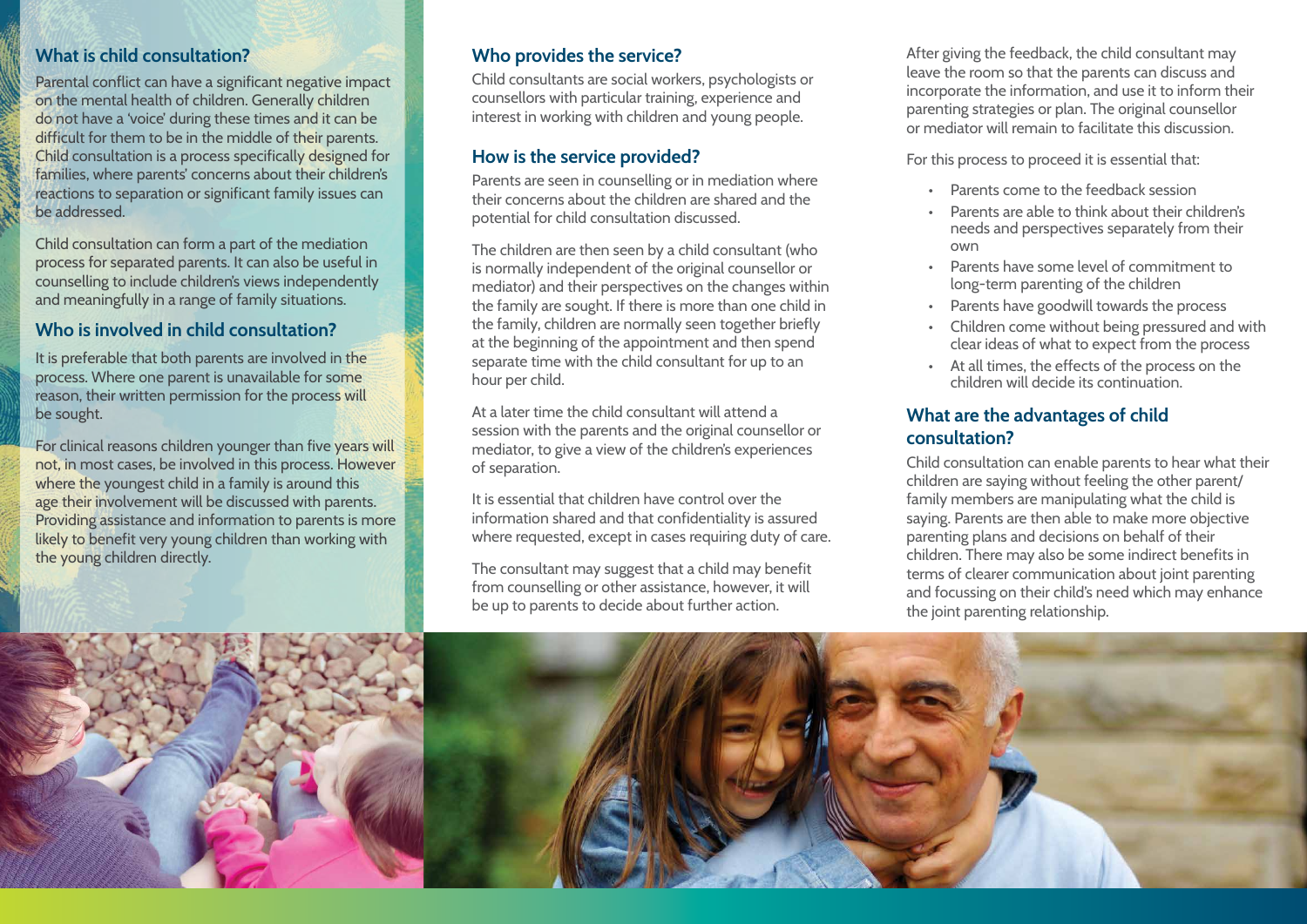## What is child consultation?

Parental conflict can have a significant negative impact on the mental health of children. Generally children do not have a 'voice' during these times and it can be difficult for them to be in the middle of their parents. Child consultation is a process specifically designed for families, where parents' concerns about their children's reactions to separation or significant family issues can be addressed.

Child consultation can form a part of the mediation process for separated parents. It can also be useful in counselling to include children's views independently and meaningfully in a range of family situations.

## Who is involved in child consultation?

It is preferable that both parents are involved in the process. Where one parent is unavailable for some reason, their written permission for the process will be sought.

For clinical reasons children younger than five years will not, in most cases, be involved in this process. However where the youngest child in a family is around this age their involvement will be discussed with parents. Providing assistance and information to parents is more likely to benefit very young children than working with the young children directly.

## Who provides the service?

Child consultants are social workers, psychologists or counsellors with particular training, experience and interest in working with children and young people.

## How is the service provided?

Parents are seen in counselling or in mediation where their concerns about the children are shared and the potential for child consultation discussed.

The children are then seen by a child consultant (who is normally independent of the original counsellor or mediator) and their perspectives on the changes within the family are sought. If there is more than one child in the family, children are normally seen together briefly at the beginning of the appointment and then spend separate time with the child consultant for up to an hour per child.

At a later time the child consultant will attend a session with the parents and the original counsellor or mediator, to give a view of the children's experiences of separation.

It is essential that children have control over the information shared and that confidentiality is assured where requested, except in cases requiring duty of care.

The consultant may suggest that a child may benefit from counselling or other assistance, however, it will be up to parents to decide about further action.

After giving the feedback, the child consultant may leave the room so that the parents can discuss and incorporate the information, and use it to inform their parenting strategies or plan. The original counsellor or mediator will remain to facilitate this discussion.

For this process to proceed it is essential that:

- Parents come to the feedback session
- Parents are able to think about their children's needs and perspectives separately from their own
- Parents have some level of commitment to long-term parenting of the children
- Parents have goodwill towards the process
- Children come without being pressured and with clear ideas of what to expect from the process
- At all times, the effects of the process on the children will decide its continuation.

## What are the advantages of child consultation?

Child consultation can enable parents to hear what their children are saying without feeling the other parent/ family members are manipulating what the child is saying. Parents are then able to make more objective parenting plans and decisions on behalf of their children. There may also be some indirect benefits in terms of clearer communication about joint parenting and focussing on their child's need which may enhance the joint parenting relationship.